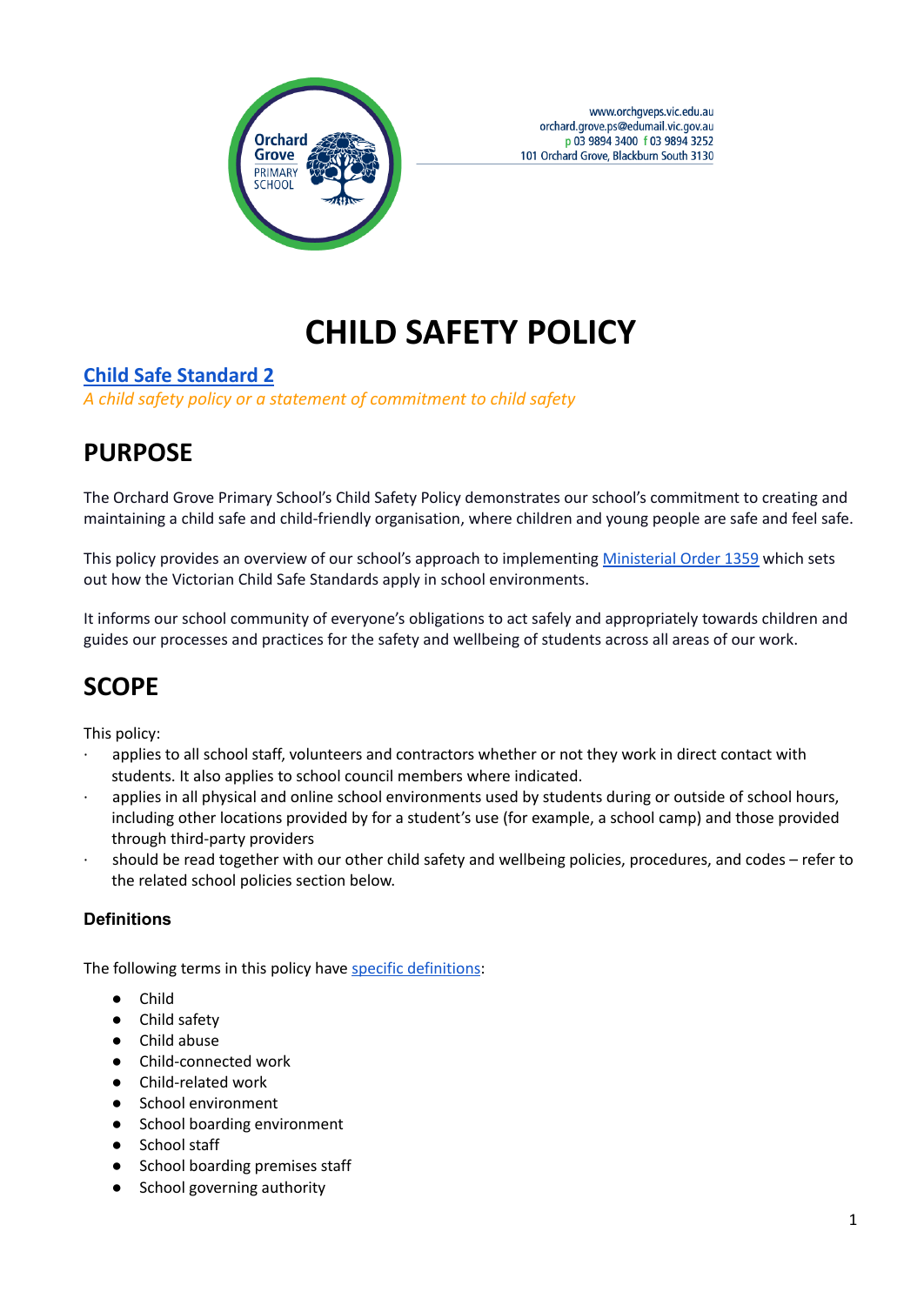www.orchgveps.vic.edu.au
orchard.grove.ps@edumail.vic.gov.au
p 03 9894 3400 f 03 9894 3252
101 Orchard Grove, Blackburn South 3130

# CHILD SAFETY POLICY

**Child Safe Standard 2**

*A child safety policy or a statement of commitment to child safety*

## PURPOSE

The Orchard Grove Primary School's Child Safety Policy demonstrates our school's commitment to creating and maintaining a child safe and child-friendly organisation, where children and young people are safe and feel safe.

This policy provides an overview of our school's approach to implementing Ministerial Order 1359 which sets out how the Victorian Child Safe Standards apply in school environments.

It informs our school community of everyone's obligations to act safely and appropriately towards children and guides our processes and practices for the safety and wellbeing of students across all areas of our work.

## SCOPE

This policy:

- applies to all school staff, volunteers and contractors whether or not they work in direct contact with students. It also applies to school council members where indicated.
- applies in all physical and online school environments used by students during or outside of school hours, including other locations provided by for a student's use (for example, a school camp) and those provided through third-party providers
- should be read together with our other child safety and wellbeing policies, procedures, and codes – refer to the related school policies section below.

### Definitions

The following terms in this policy have specific definitions:

- Child
- Child safety
- Child abuse
- Child-connected work
- Child-related work
- School environment
- School boarding environment
- School staff
- School boarding premises staff
- School governing authority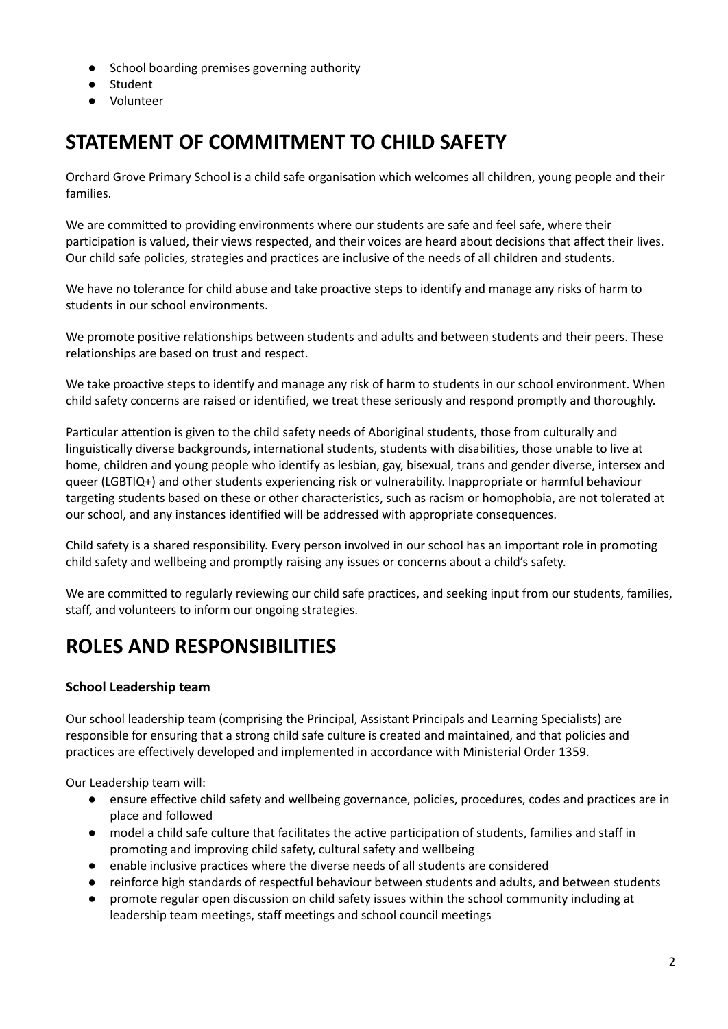- School boarding premises governing authority
- Student
- Volunteer

# STATEMENT OF COMMITMENT TO CHILD SAFETY

Orchard Grove Primary School is a child safe organisation which welcomes all children, young people and their families.

We are committed to providing environments where our students are safe and feel safe, where their participation is valued, their views respected, and their voices are heard about decisions that affect their lives. Our child safe policies, strategies and practices are inclusive of the needs of all children and students.

We have no tolerance for child abuse and take proactive steps to identify and manage any risks of harm to students in our school environments.

We promote positive relationships between students and adults and between students and their peers. These relationships are based on trust and respect.

We take proactive steps to identify and manage any risk of harm to students in our school environment. When child safety concerns are raised or identified, we treat these seriously and respond promptly and thoroughly.

Particular attention is given to the child safety needs of Aboriginal students, those from culturally and linguistically diverse backgrounds, international students, students with disabilities, those unable to live at home, children and young people who identify as lesbian, gay, bisexual, trans and gender diverse, intersex and queer (LGBTIQ+) and other students experiencing risk or vulnerability. Inappropriate or harmful behaviour targeting students based on these or other characteristics, such as racism or homophobia, are not tolerated at our school, and any instances identified will be addressed with appropriate consequences.

Child safety is a shared responsibility. Every person involved in our school has an important role in promoting child safety and wellbeing and promptly raising any issues or concerns about a child's safety.

We are committed to regularly reviewing our child safe practices, and seeking input from our students, families, staff, and volunteers to inform our ongoing strategies.

# ROLES AND RESPONSIBILITIES

### School Leadership team

Our school leadership team (comprising the Principal, Assistant Principals and Learning Specialists) are responsible for ensuring that a strong child safe culture is created and maintained, and that policies and practices are effectively developed and implemented in accordance with Ministerial Order 1359.

Our Leadership team will:

- ensure effective child safety and wellbeing governance, policies, procedures, codes and practices are in place and followed
- model a child safe culture that facilitates the active participation of students, families and staff in promoting and improving child safety, cultural safety and wellbeing
- enable inclusive practices where the diverse needs of all students are considered
- reinforce high standards of respectful behaviour between students and adults, and between students
- promote regular open discussion on child safety issues within the school community including at leadership team meetings, staff meetings and school council meetings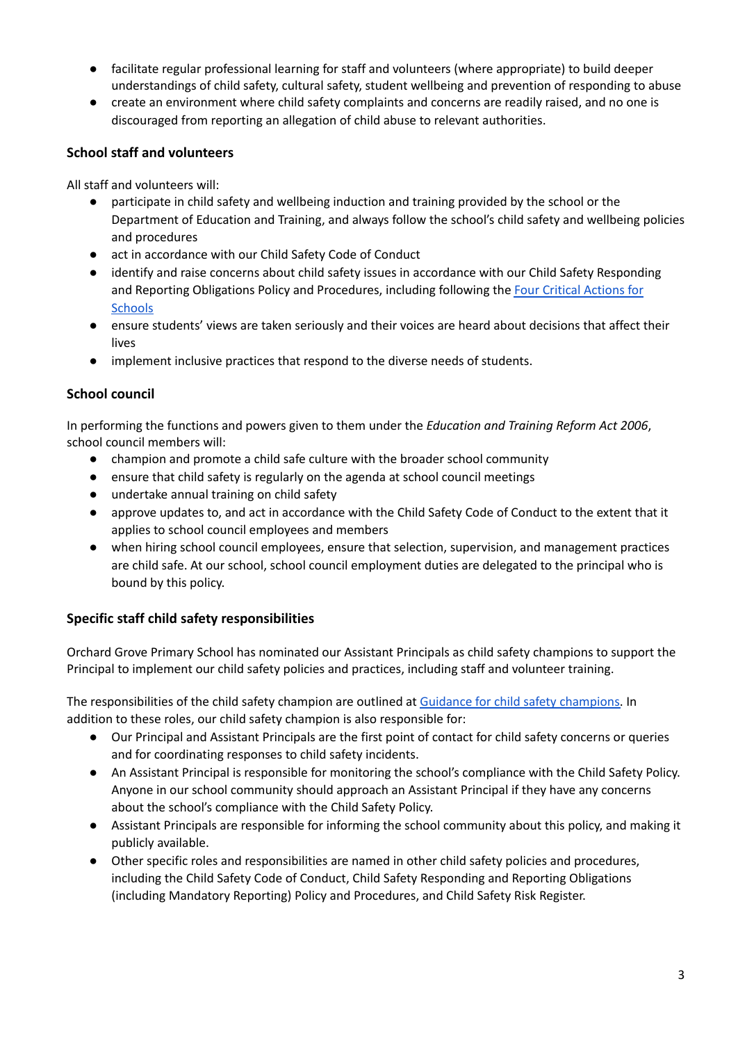- facilitate regular professional learning for staff and volunteers (where appropriate) to build deeper understandings of child safety, cultural safety, student wellbeing and prevention of responding to abuse
- create an environment where child safety complaints and concerns are readily raised, and no one is discouraged from reporting an allegation of child abuse to relevant authorities.

### School staff and volunteers

All staff and volunteers will:

- participate in child safety and wellbeing induction and training provided by the school or the Department of Education and Training, and always follow the school's child safety and wellbeing policies and procedures
- act in accordance with our Child Safety Code of Conduct
- identify and raise concerns about child safety issues in accordance with our Child Safety Responding and Reporting Obligations Policy and Procedures, including following the [Four Critical Actions for Schools]()
- ensure students' views are taken seriously and their voices are heard about decisions that affect their lives
- implement inclusive practices that respond to the diverse needs of students.

### School council

In performing the functions and powers given to them under the *Education and Training Reform Act 2006*, school council members will:

- champion and promote a child safe culture with the broader school community
- ensure that child safety is regularly on the agenda at school council meetings
- undertake annual training on child safety
- approve updates to, and act in accordance with the Child Safety Code of Conduct to the extent that it applies to school council employees and members
- when hiring school council employees, ensure that selection, supervision, and management practices are child safe. At our school, school council employment duties are delegated to the principal who is bound by this policy.

### Specific staff child safety responsibilities

Orchard Grove Primary School has nominated our Assistant Principals as child safety champions to support the Principal to implement our child safety policies and practices, including staff and volunteer training.

The responsibilities of the child safety champion are outlined at [Guidance for child safety champions](). In addition to these roles, our child safety champion is also responsible for:

- Our Principal and Assistant Principals are the first point of contact for child safety concerns or queries and for coordinating responses to child safety incidents.
- An Assistant Principal is responsible for monitoring the school's compliance with the Child Safety Policy. Anyone in our school community should approach an Assistant Principal if they have any concerns about the school's compliance with the Child Safety Policy.
- Assistant Principals are responsible for informing the school community about this policy, and making it publicly available.
- Other specific roles and responsibilities are named in other child safety policies and procedures, including the Child Safety Code of Conduct, Child Safety Responding and Reporting Obligations (including Mandatory Reporting) Policy and Procedures, and Child Safety Risk Register.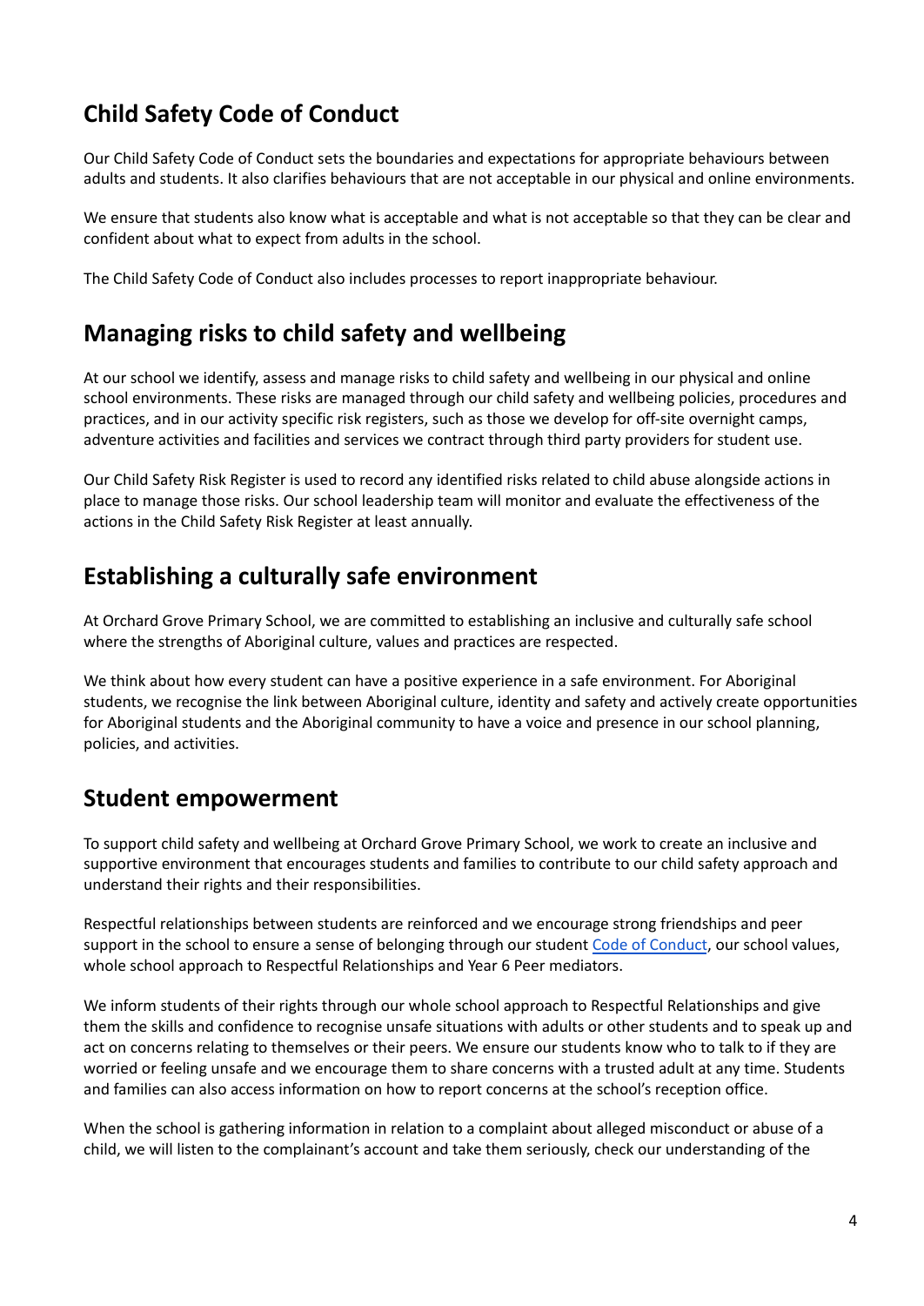## Child Safety Code of Conduct

Our Child Safety Code of Conduct sets the boundaries and expectations for appropriate behaviours between adults and students. It also clarifies behaviours that are not acceptable in our physical and online environments.

We ensure that students also know what is acceptable and what is not acceptable so that they can be clear and confident about what to expect from adults in the school.

The Child Safety Code of Conduct also includes processes to report inappropriate behaviour.

## Managing risks to child safety and wellbeing

At our school we identify, assess and manage risks to child safety and wellbeing in our physical and online school environments. These risks are managed through our child safety and wellbeing policies, procedures and practices, and in our activity specific risk registers, such as those we develop for off-site overnight camps, adventure activities and facilities and services we contract through third party providers for student use.

Our Child Safety Risk Register is used to record any identified risks related to child abuse alongside actions in place to manage those risks. Our school leadership team will monitor and evaluate the effectiveness of the actions in the Child Safety Risk Register at least annually.

## Establishing a culturally safe environment

At Orchard Grove Primary School, we are committed to establishing an inclusive and culturally safe school where the strengths of Aboriginal culture, values and practices are respected.

We think about how every student can have a positive experience in a safe environment. For Aboriginal students, we recognise the link between Aboriginal culture, identity and safety and actively create opportunities for Aboriginal students and the Aboriginal community to have a voice and presence in our school planning, policies, and activities.

## Student empowerment

To support child safety and wellbeing at Orchard Grove Primary School, we work to create an inclusive and supportive environment that encourages students and families to contribute to our child safety approach and understand their rights and their responsibilities.

Respectful relationships between students are reinforced and we encourage strong friendships and peer support in the school to ensure a sense of belonging through our student Code of Conduct, our school values, whole school approach to Respectful Relationships and Year 6 Peer mediators.

We inform students of their rights through our whole school approach to Respectful Relationships and give them the skills and confidence to recognise unsafe situations with adults or other students and to speak up and act on concerns relating to themselves or their peers. We ensure our students know who to talk to if they are worried or feeling unsafe and we encourage them to share concerns with a trusted adult at any time. Students and families can also access information on how to report concerns at the school's reception office.

When the school is gathering information in relation to a complaint about alleged misconduct or abuse of a child, we will listen to the complainant's account and take them seriously, check our understanding of the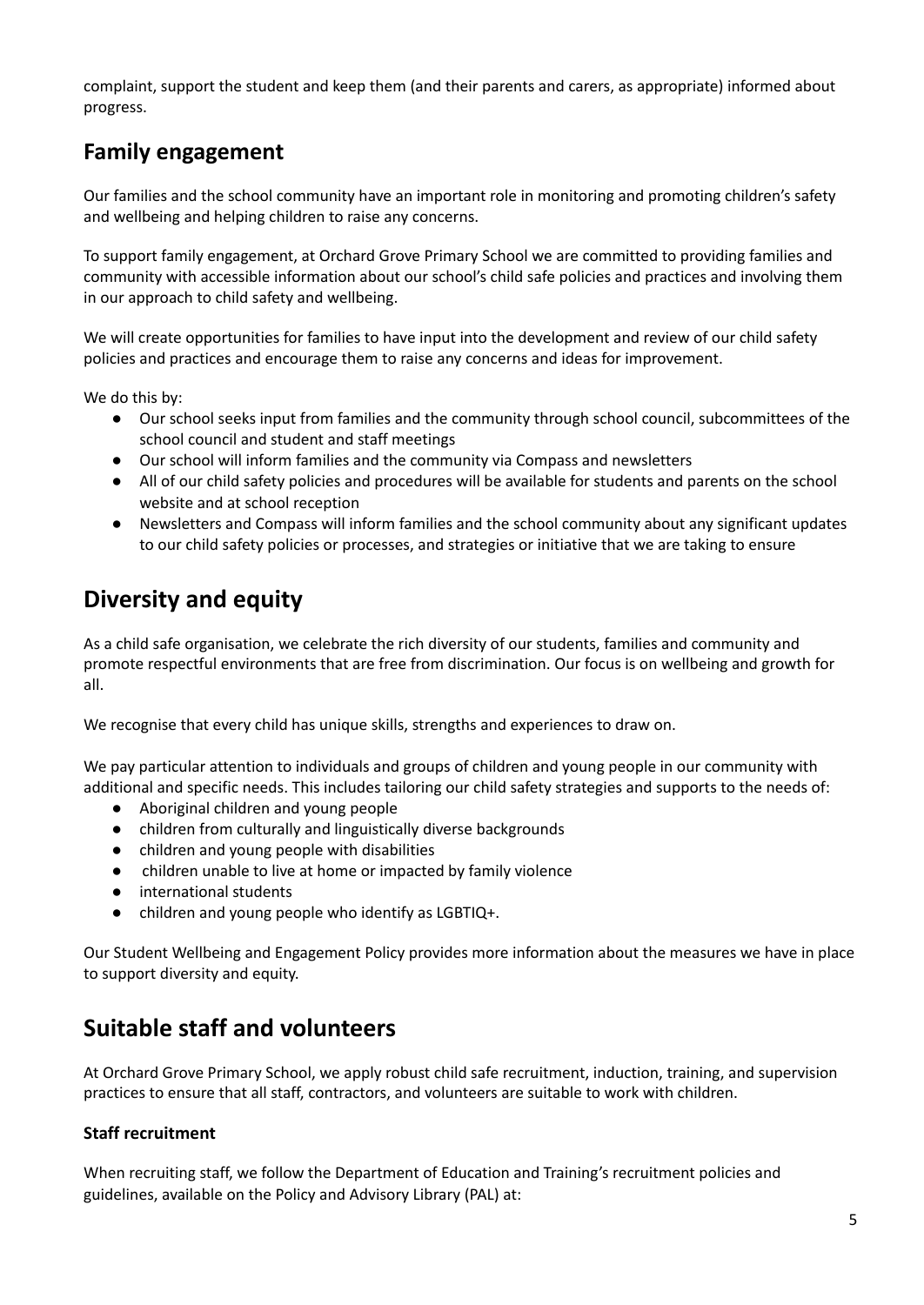complaint, support the student and keep them (and their parents and carers, as appropriate) informed about progress.

## Family engagement

Our families and the school community have an important role in monitoring and promoting children's safety and wellbeing and helping children to raise any concerns.

To support family engagement, at Orchard Grove Primary School we are committed to providing families and community with accessible information about our school's child safe policies and practices and involving them in our approach to child safety and wellbeing.

We will create opportunities for families to have input into the development and review of our child safety policies and practices and encourage them to raise any concerns and ideas for improvement.

We do this by:

- Our school seeks input from families and the community through school council, subcommittees of the school council and student and staff meetings
- Our school will inform families and the community via Compass and newsletters
- All of our child safety policies and procedures will be available for students and parents on the school website and at school reception
- Newsletters and Compass will inform families and the school community about any significant updates to our child safety policies or processes, and strategies or initiative that we are taking to ensure

# Diversity and equity

As a child safe organisation, we celebrate the rich diversity of our students, families and community and promote respectful environments that are free from discrimination. Our focus is on wellbeing and growth for all.

We recognise that every child has unique skills, strengths and experiences to draw on.

We pay particular attention to individuals and groups of children and young people in our community with additional and specific needs. This includes tailoring our child safety strategies and supports to the needs of:

- Aboriginal children and young people
- children from culturally and linguistically diverse backgrounds
- children and young people with disabilities
- children unable to live at home or impacted by family violence
- international students
- children and young people who identify as LGBTIQ+.

Our Student Wellbeing and Engagement Policy provides more information about the measures we have in place to support diversity and equity.

# Suitable staff and volunteers

At Orchard Grove Primary School, we apply robust child safe recruitment, induction, training, and supervision practices to ensure that all staff, contractors, and volunteers are suitable to work with children.

### Staff recruitment

When recruiting staff, we follow the Department of Education and Training's recruitment policies and guidelines, available on the Policy and Advisory Library (PAL) at: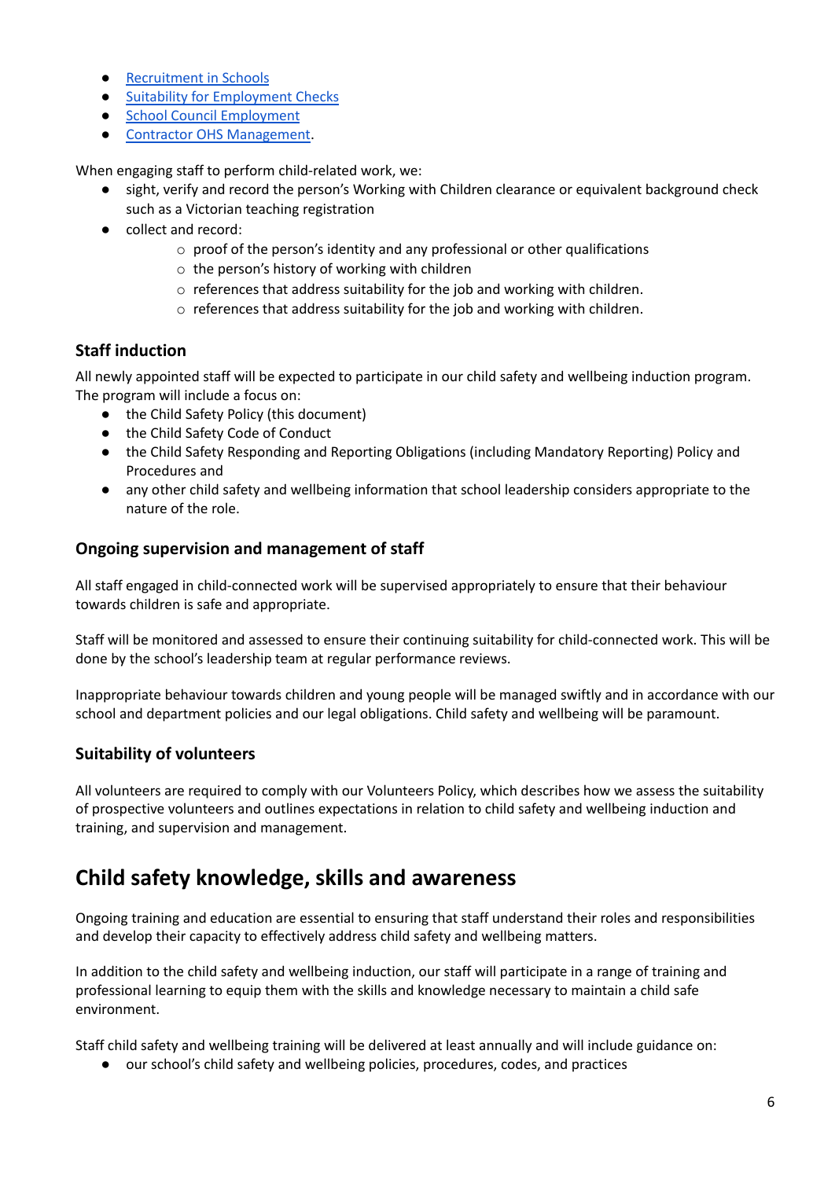- [Recruitment in Schools](#)
- [Suitability for Employment Checks](#)
- [School Council Employment](#)
- [Contractor OHS Management](#).

When engaging staff to perform child-related work, we:

- sight, verify and record the person's Working with Children clearance or equivalent background check such as a Victorian teaching registration
- collect and record:
    - proof of the person's identity and any professional or other qualifications
    - the person's history of working with children
    - references that address suitability for the job and working with children.
    - references that address suitability for the job and working with children.

### Staff induction

All newly appointed staff will be expected to participate in our child safety and wellbeing induction program. The program will include a focus on:

- the Child Safety Policy (this document)
- the Child Safety Code of Conduct
- the Child Safety Responding and Reporting Obligations (including Mandatory Reporting) Policy and Procedures and
- any other child safety and wellbeing information that school leadership considers appropriate to the nature of the role.

### Ongoing supervision and management of staff

All staff engaged in child-connected work will be supervised appropriately to ensure that their behaviour towards children is safe and appropriate.

Staff will be monitored and assessed to ensure their continuing suitability for child-connected work. This will be done by the school's leadership team at regular performance reviews.

Inappropriate behaviour towards children and young people will be managed swiftly and in accordance with our school and department policies and our legal obligations. Child safety and wellbeing will be paramount.

### Suitability of volunteers

All volunteers are required to comply with our Volunteers Policy, which describes how we assess the suitability of prospective volunteers and outlines expectations in relation to child safety and wellbeing induction and training, and supervision and management.

## Child safety knowledge, skills and awareness

Ongoing training and education are essential to ensuring that staff understand their roles and responsibilities and develop their capacity to effectively address child safety and wellbeing matters.

In addition to the child safety and wellbeing induction, our staff will participate in a range of training and professional learning to equip them with the skills and knowledge necessary to maintain a child safe environment.

Staff child safety and wellbeing training will be delivered at least annually and will include guidance on:

- our school's child safety and wellbeing policies, procedures, codes, and practices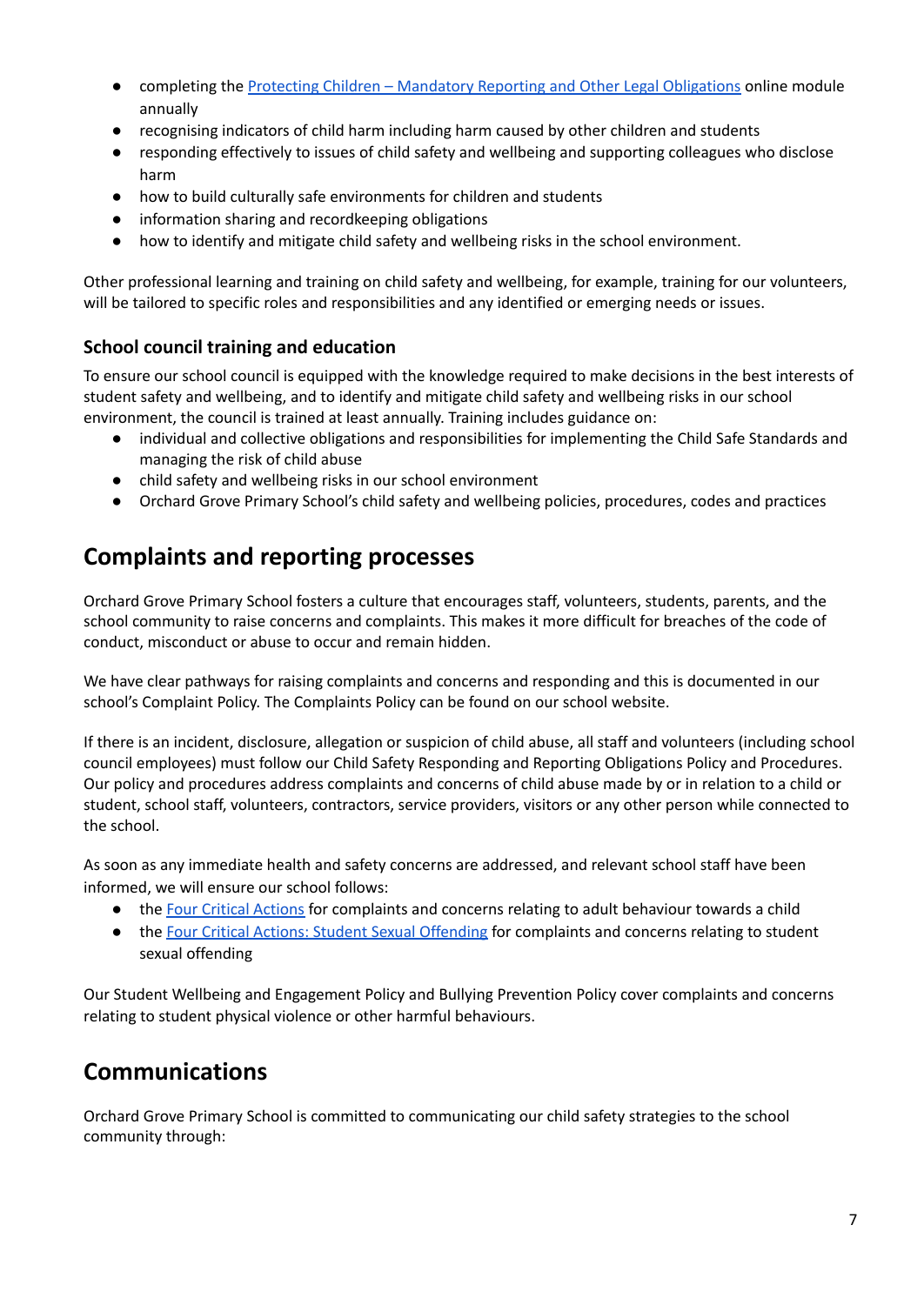- completing the Protecting Children – Mandatory Reporting and Other Legal Obligations online module annually
- recognising indicators of child harm including harm caused by other children and students
- responding effectively to issues of child safety and wellbeing and supporting colleagues who disclose harm
- how to build culturally safe environments for children and students
- information sharing and recordkeeping obligations
- how to identify and mitigate child safety and wellbeing risks in the school environment.

Other professional learning and training on child safety and wellbeing, for example, training for our volunteers, will be tailored to specific roles and responsibilities and any identified or emerging needs or issues.

### School council training and education

To ensure our school council is equipped with the knowledge required to make decisions in the best interests of student safety and wellbeing, and to identify and mitigate child safety and wellbeing risks in our school environment, the council is trained at least annually. Training includes guidance on:

- individual and collective obligations and responsibilities for implementing the Child Safe Standards and managing the risk of child abuse
- child safety and wellbeing risks in our school environment
- Orchard Grove Primary School's child safety and wellbeing policies, procedures, codes and practices

## Complaints and reporting processes

Orchard Grove Primary School fosters a culture that encourages staff, volunteers, students, parents, and the school community to raise concerns and complaints. This makes it more difficult for breaches of the code of conduct, misconduct or abuse to occur and remain hidden.

We have clear pathways for raising complaints and concerns and responding and this is documented in our school's Complaint Policy. The Complaints Policy can be found on our school website.

If there is an incident, disclosure, allegation or suspicion of child abuse, all staff and volunteers (including school council employees) must follow our Child Safety Responding and Reporting Obligations Policy and Procedures. Our policy and procedures address complaints and concerns of child abuse made by or in relation to a child or student, school staff, volunteers, contractors, service providers, visitors or any other person while connected to the school.

As soon as any immediate health and safety concerns are addressed, and relevant school staff have been informed, we will ensure our school follows:

- the Four Critical Actions for complaints and concerns relating to adult behaviour towards a child
- the Four Critical Actions: Student Sexual Offending for complaints and concerns relating to student sexual offending

Our Student Wellbeing and Engagement Policy and Bullying Prevention Policy cover complaints and concerns relating to student physical violence or other harmful behaviours.

## Communications

Orchard Grove Primary School is committed to communicating our child safety strategies to the school community through: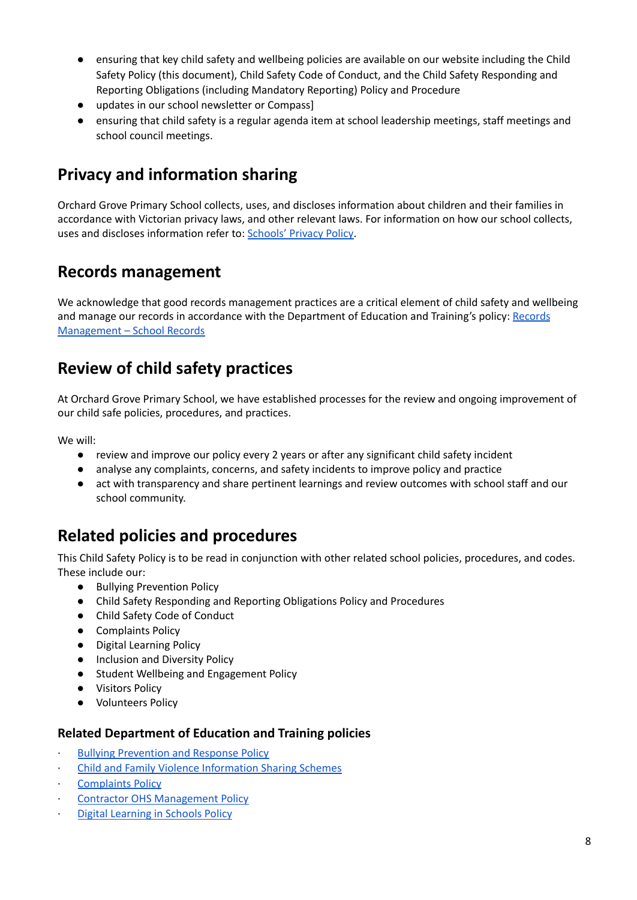- ensuring that key child safety and wellbeing policies are available on our website including the Child Safety Policy (this document), Child Safety Code of Conduct, and the Child Safety Responding and Reporting Obligations (including Mandatory Reporting) Policy and Procedure
- updates in our school newsletter or Compass]
- ensuring that child safety is a regular agenda item at school leadership meetings, staff meetings and school council meetings.

## Privacy and information sharing

Orchard Grove Primary School collects, uses, and discloses information about children and their families in accordance with Victorian privacy laws, and other relevant laws. For information on how our school collects, uses and discloses information refer to: Schools' Privacy Policy.

## Records management

We acknowledge that good records management practices are a critical element of child safety and wellbeing and manage our records in accordance with the Department of Education and Training's policy: Records Management – School Records

## Review of child safety practices

At Orchard Grove Primary School, we have established processes for the review and ongoing improvement of our child safe policies, procedures, and practices.

We will:

- review and improve our policy every 2 years or after any significant child safety incident
- analyse any complaints, concerns, and safety incidents to improve policy and practice
- act with transparency and share pertinent learnings and review outcomes with school staff and our school community.

## Related policies and procedures

This Child Safety Policy is to be read in conjunction with other related school policies, procedures, and codes. These include our:

- Bullying Prevention Policy
- Child Safety Responding and Reporting Obligations Policy and Procedures
- Child Safety Code of Conduct
- Complaints Policy
- Digital Learning Policy
- Inclusion and Diversity Policy
- Student Wellbeing and Engagement Policy
- Visitors Policy
- Volunteers Policy

### Related Department of Education and Training policies

- Bullying Prevention and Response Policy
- Child and Family Violence Information Sharing Schemes
- Complaints Policy
- Contractor OHS Management Policy
- Digital Learning in Schools Policy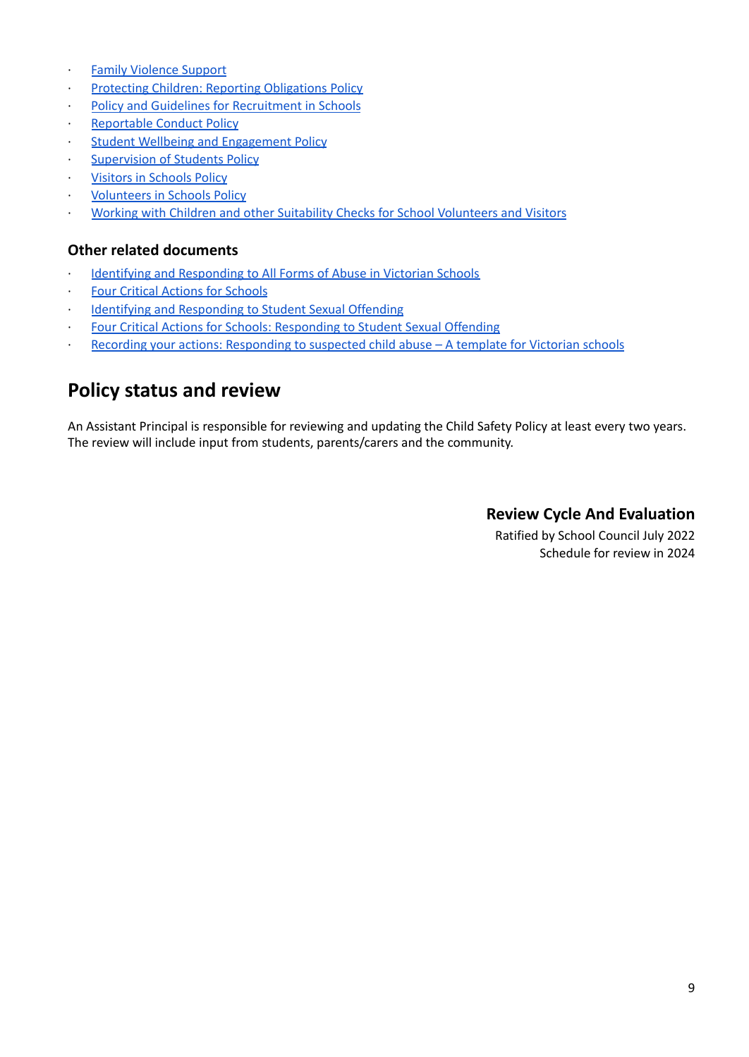- Family Violence Support
- Protecting Children: Reporting Obligations Policy
- Policy and Guidelines for Recruitment in Schools
- Reportable Conduct Policy
- Student Wellbeing and Engagement Policy
- Supervision of Students Policy
- Visitors in Schools Policy
- Volunteers in Schools Policy
- Working with Children and other Suitability Checks for School Volunteers and Visitors

### Other related documents

- Identifying and Responding to All Forms of Abuse in Victorian Schools
- Four Critical Actions for Schools
- Identifying and Responding to Student Sexual Offending
- Four Critical Actions for Schools: Responding to Student Sexual Offending
- Recording your actions: Responding to suspected child abuse – A template for Victorian schools

## Policy status and review

An Assistant Principal is responsible for reviewing and updating the Child Safety Policy at least every two years. The review will include input from students, parents/carers and the community.

### Review Cycle And Evaluation

Ratified by School Council July 2022
Schedule for review in 2024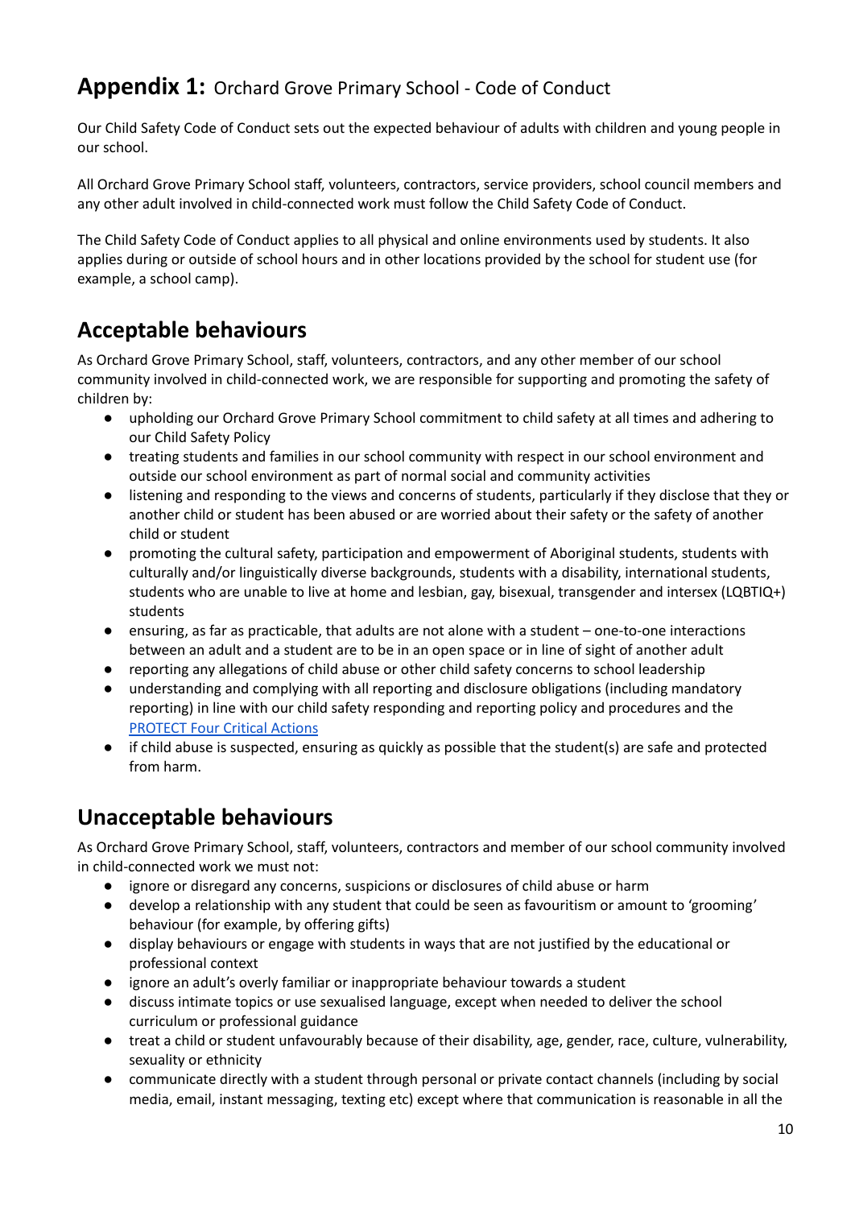## **Appendix 1:** Orchard Grove Primary School - Code of Conduct

Our Child Safety Code of Conduct sets out the expected behaviour of adults with children and young people in our school.

All Orchard Grove Primary School staff, volunteers, contractors, service providers, school council members and any other adult involved in child-connected work must follow the Child Safety Code of Conduct.

The Child Safety Code of Conduct applies to all physical and online environments used by students. It also applies during or outside of school hours and in other locations provided by the school for student use (for example, a school camp).

## Acceptable behaviours

As Orchard Grove Primary School, staff, volunteers, contractors, and any other member of our school community involved in child-connected work, we are responsible for supporting and promoting the safety of children by:

- upholding our Orchard Grove Primary School commitment to child safety at all times and adhering to our Child Safety Policy
- treating students and families in our school community with respect in our school environment and outside our school environment as part of normal social and community activities
- listening and responding to the views and concerns of students, particularly if they disclose that they or another child or student has been abused or are worried about their safety or the safety of another child or student
- promoting the cultural safety, participation and empowerment of Aboriginal students, students with culturally and/or linguistically diverse backgrounds, students with a disability, international students, students who are unable to live at home and lesbian, gay, bisexual, transgender and intersex (LQBTIQ+) students
- ensuring, as far as practicable, that adults are not alone with a student – one-to-one interactions between an adult and a student are to be in an open space or in line of sight of another adult
- reporting any allegations of child abuse or other child safety concerns to school leadership
- understanding and complying with all reporting and disclosure obligations (including mandatory reporting) in line with our child safety responding and reporting policy and procedures and the [PROTECT Four Critical Actions]
- if child abuse is suspected, ensuring as quickly as possible that the student(s) are safe and protected from harm.

## Unacceptable behaviours

As Orchard Grove Primary School, staff, volunteers, contractors and member of our school community involved in child-connected work we must not:

- ignore or disregard any concerns, suspicions or disclosures of child abuse or harm
- develop a relationship with any student that could be seen as favouritism or amount to 'grooming' behaviour (for example, by offering gifts)
- display behaviours or engage with students in ways that are not justified by the educational or professional context
- ignore an adult's overly familiar or inappropriate behaviour towards a student
- discuss intimate topics or use sexualised language, except when needed to deliver the school curriculum or professional guidance
- treat a child or student unfavourably because of their disability, age, gender, race, culture, vulnerability, sexuality or ethnicity
- communicate directly with a student through personal or private contact channels (including by social media, email, instant messaging, texting etc) except where that communication is reasonable in all the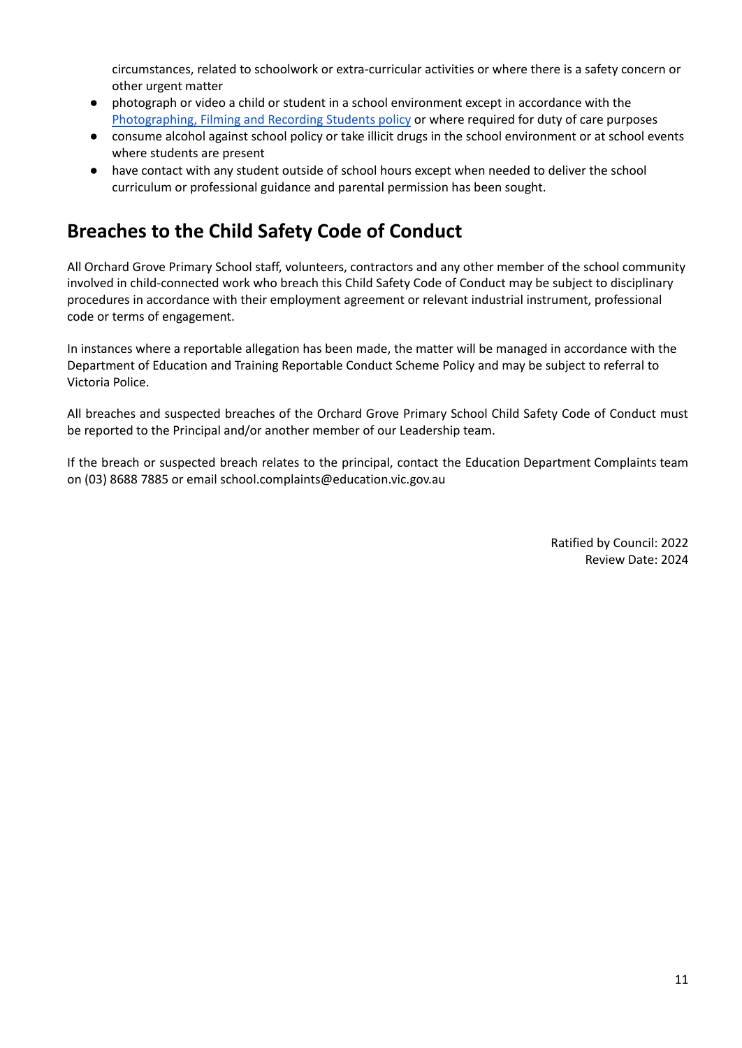circumstances, related to schoolwork or extra-curricular activities or where there is a safety concern or other urgent matter

- photograph or video a child or student in a school environment except in accordance with the [Photographing, Filming and Recording Students policy]() or where required for duty of care purposes
- consume alcohol against school policy or take illicit drugs in the school environment or at school events where students are present
- have contact with any student outside of school hours except when needed to deliver the school curriculum or professional guidance and parental permission has been sought.

## Breaches to the Child Safety Code of Conduct

All Orchard Grove Primary School staff, volunteers, contractors and any other member of the school community involved in child-connected work who breach this Child Safety Code of Conduct may be subject to disciplinary procedures in accordance with their employment agreement or relevant industrial instrument, professional code or terms of engagement.

In instances where a reportable allegation has been made, the matter will be managed in accordance with the Department of Education and Training Reportable Conduct Scheme Policy and may be subject to referral to Victoria Police.

All breaches and suspected breaches of the Orchard Grove Primary School Child Safety Code of Conduct must be reported to the Principal and/or another member of our Leadership team.

If the breach or suspected breach relates to the principal, contact the Education Department Complaints team on (03) 8688 7885 or email school.complaints@education.vic.gov.au

Ratified by Council: 2022
Review Date: 2024